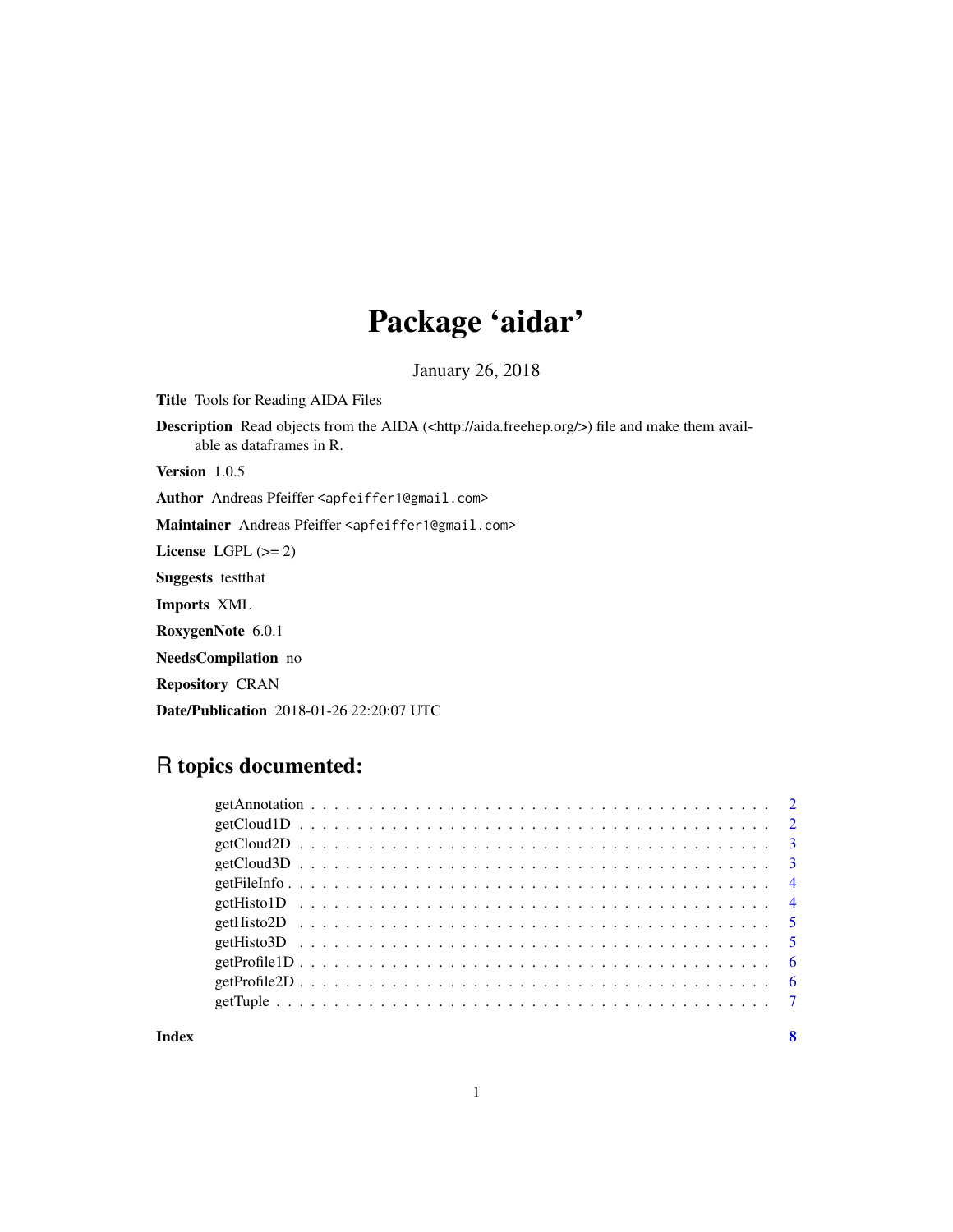# Package 'aidar'

January 26, 2018

**Title** Tools for Reading AIDA Files

**Description** Read objects from the AIDA (<http://aida.freehep.org/>) file and make them available as dataframes in R.

**Version** 1.0.5

**Author** Andreas Pfeiffer <apfeiffer1@gmail.com>

**Maintainer** Andreas Pfeiffer <apfeiffer1@gmail.com>

**License** LGPL (>= 2)

**Suggests** testthat

**Imports** XML

**RoxygenNote** 6.0.1

**NeedsCompilation** no

**Repository** CRAN

**Date/Publication** 2018-01-26 22:20:07 UTC

## R topics documented:

- getAnnotation . . . . . . . . . . 2
- getCloud1D . . . . . . . . . . 2
- getCloud2D . . . . . . . . . . 3
- getCloud3D . . . . . . . . . . 3
- getFileInfo . . . . . . . . . . 4
- getHisto1D . . . . . . . . . . 4
- getHisto2D . . . . . . . . . . 5
- getHisto3D . . . . . . . . . . 5
- getProfile1D . . . . . . . . . . 6
- getProfile2D . . . . . . . . . . 6
- getTuple . . . . . . . . . . 7

**Index** 8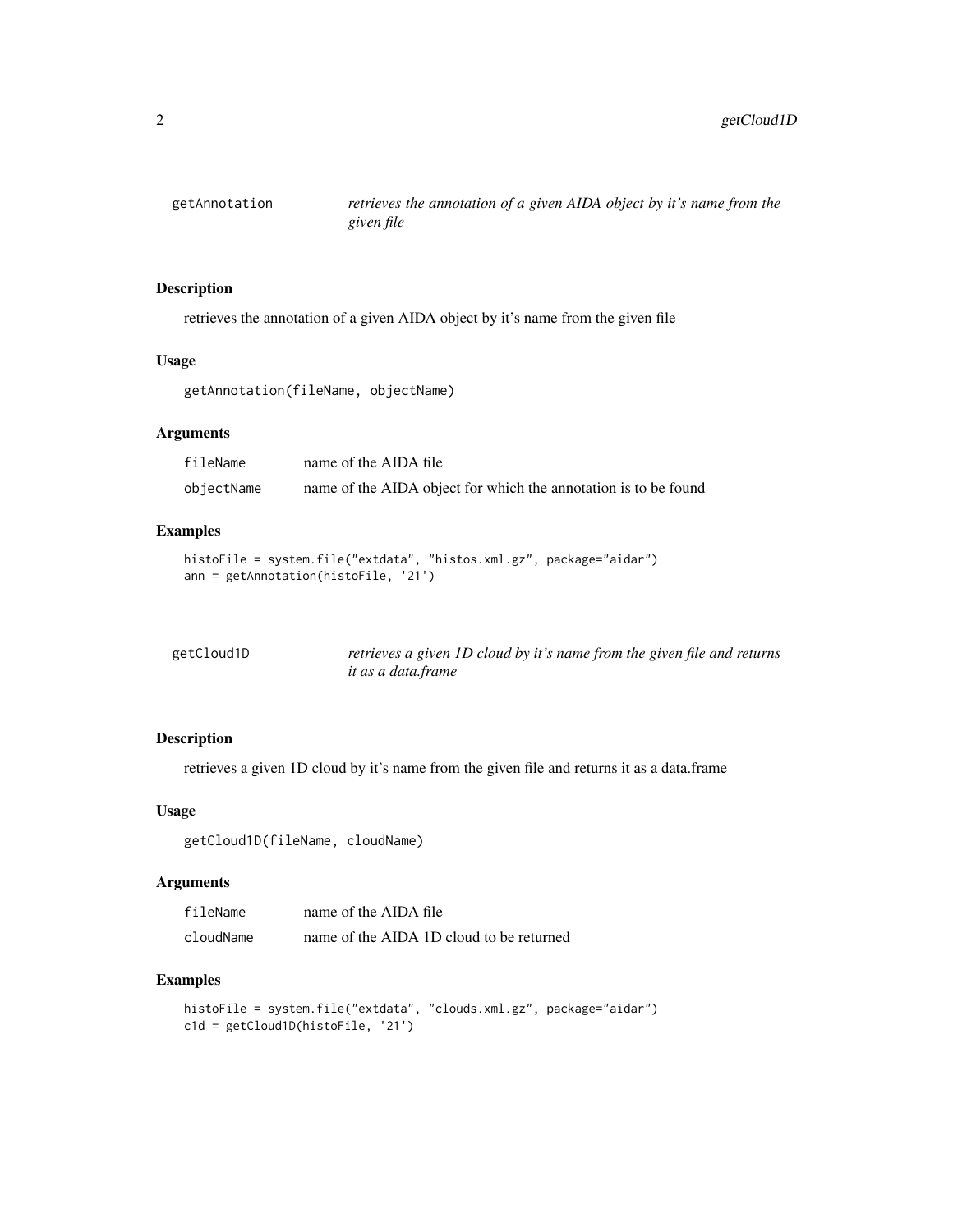## getAnnotation — *retrieves the annotation of a given AIDA object by it's name from the given file*

### Description

retrieves the annotation of a given AIDA object by it's name from the given file

### Usage

```
getAnnotation(fileName, objectName)
```

### Arguments

| | |
|---|---|
| fileName | name of the AIDA file |
| objectName | name of the AIDA object for which the annotation is to be found |

### Examples

```
histoFile = system.file("extdata", "histos.xml.gz", package="aidar")
ann = getAnnotation(histoFile, '21')
```

## getCloud1D — *retrieves a given 1D cloud by it's name from the given file and returns it as a data.frame*

### Description

retrieves a given 1D cloud by it's name from the given file and returns it as a data.frame

### Usage

```
getCloud1D(fileName, cloudName)
```

### Arguments

| | |
|---|---|
| fileName | name of the AIDA file |
| cloudName | name of the AIDA 1D cloud to be returned |

### Examples

```
histoFile = system.file("extdata", "clouds.xml.gz", package="aidar")
c1d = getCloud1D(histoFile, '21')
```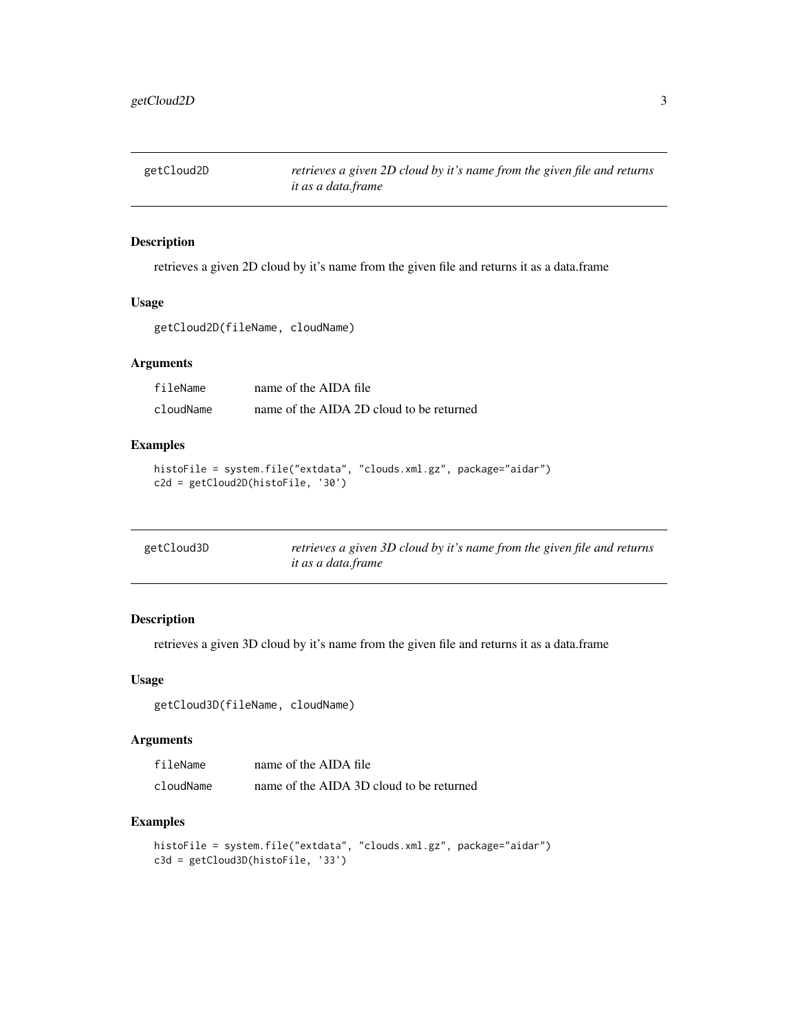## getCloud2D

*retrieves a given 2D cloud by it's name from the given file and returns it as a data.frame*

### Description

retrieves a given 2D cloud by it's name from the given file and returns it as a data.frame

### Usage

```
getCloud2D(fileName, cloudName)
```

### Arguments

| | |
|---|---|
| fileName | name of the AIDA file |
| cloudName | name of the AIDA 2D cloud to be returned |

### Examples

```
histoFile = system.file("extdata", "clouds.xml.gz", package="aidar")
c2d = getCloud2D(histoFile, '30')
```

## getCloud3D

*retrieves a given 3D cloud by it's name from the given file and returns it as a data.frame*

### Description

retrieves a given 3D cloud by it's name from the given file and returns it as a data.frame

### Usage

```
getCloud3D(fileName, cloudName)
```

### Arguments

| | |
|---|---|
| fileName | name of the AIDA file |
| cloudName | name of the AIDA 3D cloud to be returned |

### Examples

```
histoFile = system.file("extdata", "clouds.xml.gz", package="aidar")
c3d = getCloud3D(histoFile, '33')
```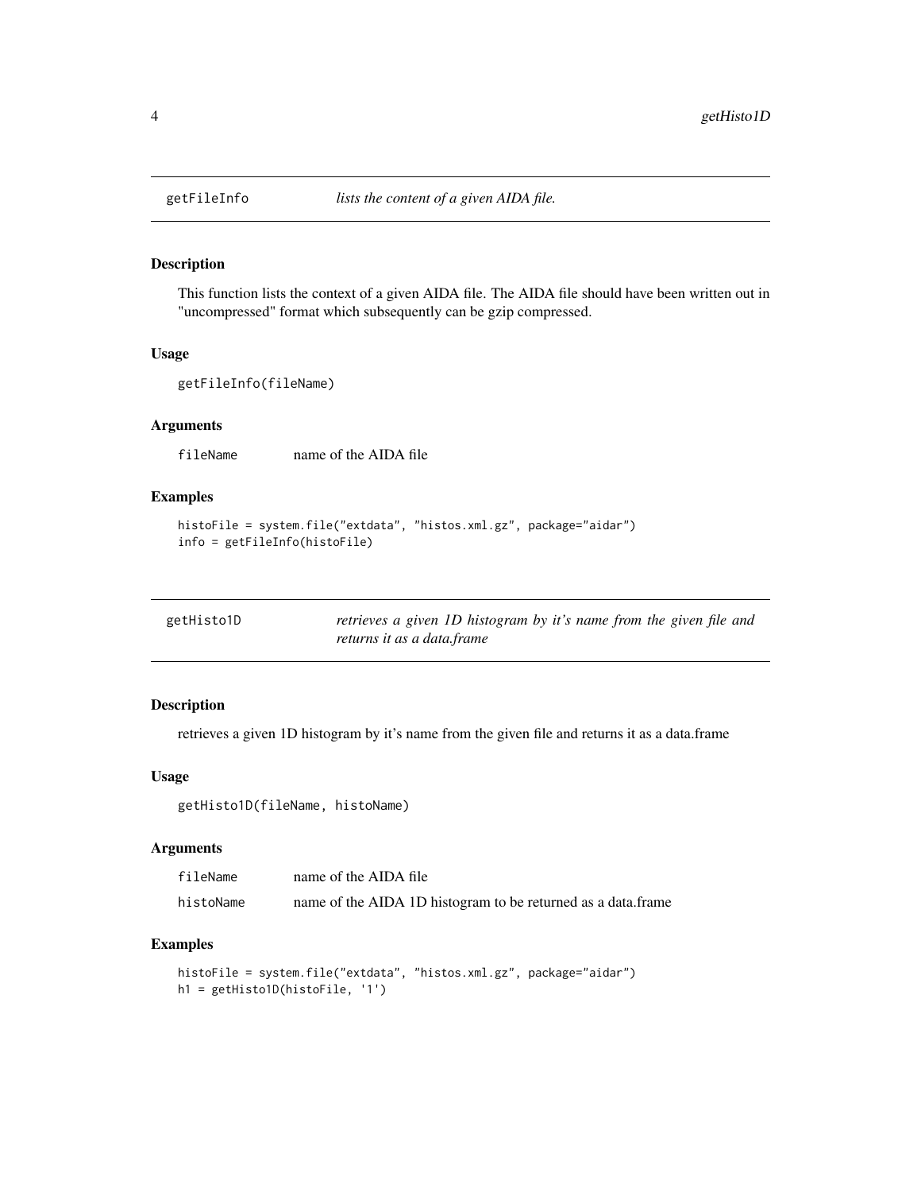## getFileInfo — *lists the content of a given AIDA file.*

### Description

This function lists the context of a given AIDA file. The AIDA file should have been written out in "uncompressed" format which subsequently can be gzip compressed.

### Usage

```
getFileInfo(fileName)
```

### Arguments

| | |
|---|---|
| fileName | name of the AIDA file |

### Examples

```
histoFile = system.file("extdata", "histos.xml.gz", package="aidar")
info = getFileInfo(histoFile)
```

## getHisto1D — *retrieves a given 1D histogram by it's name from the given file and returns it as a data.frame*

### Description

retrieves a given 1D histogram by it's name from the given file and returns it as a data.frame

### Usage

```
getHisto1D(fileName, histoName)
```

### Arguments

| | |
|---|---|
| fileName | name of the AIDA file |
| histoName | name of the AIDA 1D histogram to be returned as a data.frame |

### Examples

```
histoFile = system.file("extdata", "histos.xml.gz", package="aidar")
h1 = getHisto1D(histoFile, '1')
```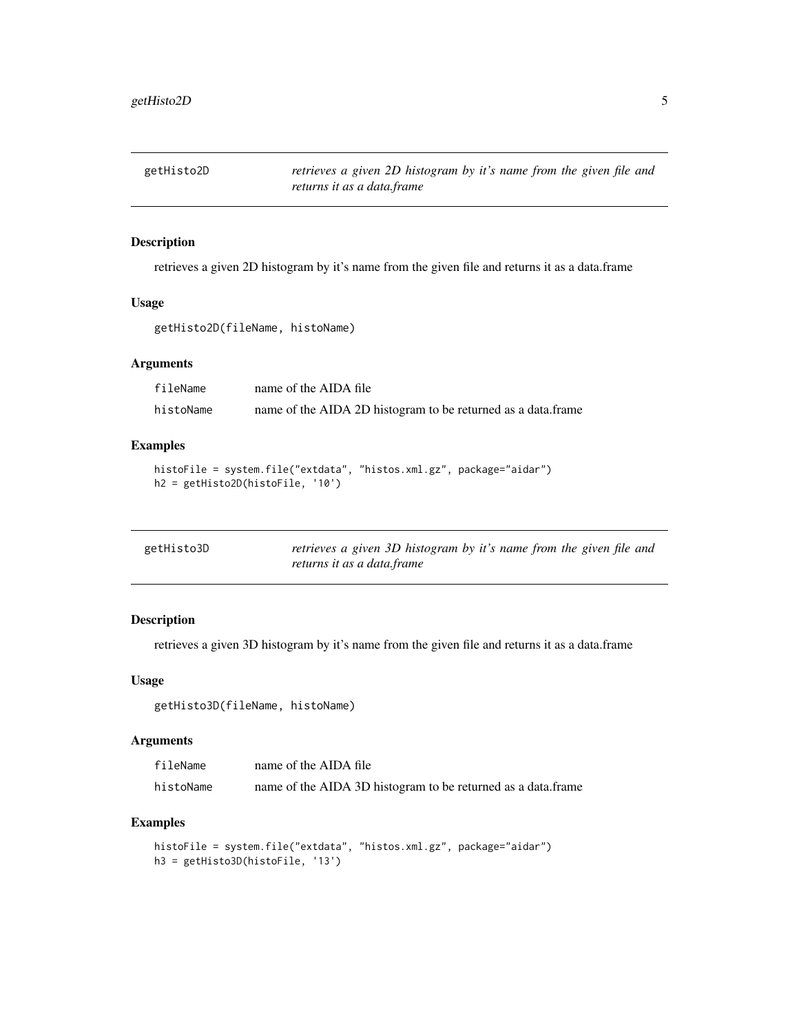## getHisto2D — *retrieves a given 2D histogram by it's name from the given file and returns it as a data.frame*

### Description

retrieves a given 2D histogram by it's name from the given file and returns it as a data.frame

### Usage

```
getHisto2D(fileName, histoName)
```

### Arguments

| | |
|---|---|
| fileName | name of the AIDA file |
| histoName | name of the AIDA 2D histogram to be returned as a data.frame |

### Examples

```
histoFile = system.file("extdata", "histos.xml.gz", package="aidar")
h2 = getHisto2D(histoFile, '10')
```

## getHisto3D — *retrieves a given 3D histogram by it's name from the given file and returns it as a data.frame*

### Description

retrieves a given 3D histogram by it's name from the given file and returns it as a data.frame

### Usage

```
getHisto3D(fileName, histoName)
```

### Arguments

| | |
|---|---|
| fileName | name of the AIDA file |
| histoName | name of the AIDA 3D histogram to be returned as a data.frame |

### Examples

```
histoFile = system.file("extdata", "histos.xml.gz", package="aidar")
h3 = getHisto3D(histoFile, '13')
```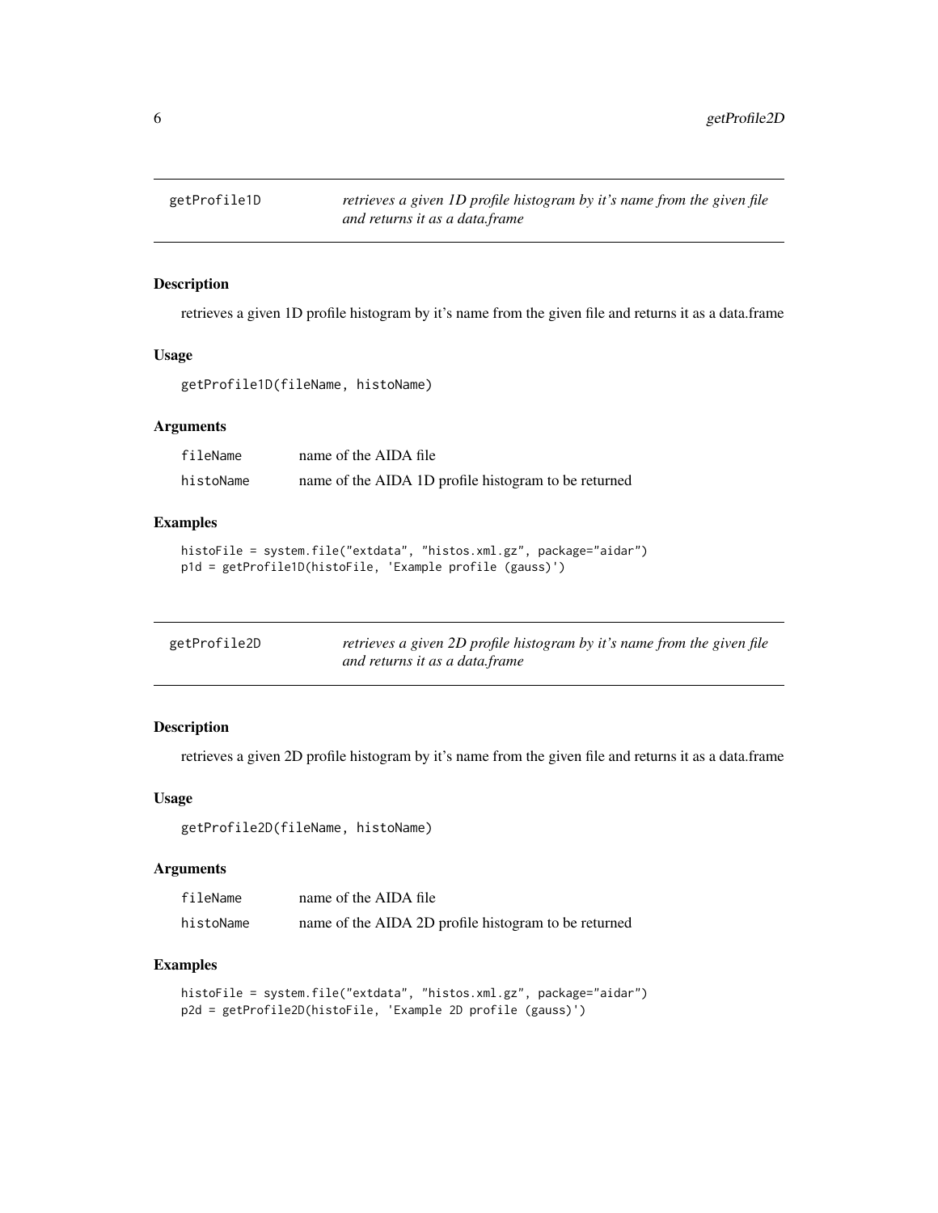## getProfile1D — *retrieves a given 1D profile histogram by it's name from the given file and returns it as a data.frame*

### Description

retrieves a given 1D profile histogram by it's name from the given file and returns it as a data.frame

### Usage

```
getProfile1D(fileName, histoName)
```

### Arguments

| | |
|---|---|
| fileName | name of the AIDA file |
| histoName | name of the AIDA 1D profile histogram to be returned |

### Examples

```
histoFile = system.file("extdata", "histos.xml.gz", package="aidar")
p1d = getProfile1D(histoFile, 'Example profile (gauss)')
```

## getProfile2D — *retrieves a given 2D profile histogram by it's name from the given file and returns it as a data.frame*

### Description

retrieves a given 2D profile histogram by it's name from the given file and returns it as a data.frame

### Usage

```
getProfile2D(fileName, histoName)
```

### Arguments

| | |
|---|---|
| fileName | name of the AIDA file |
| histoName | name of the AIDA 2D profile histogram to be returned |

### Examples

```
histoFile = system.file("extdata", "histos.xml.gz", package="aidar")
p2d = getProfile2D(histoFile, 'Example 2D profile (gauss)')
```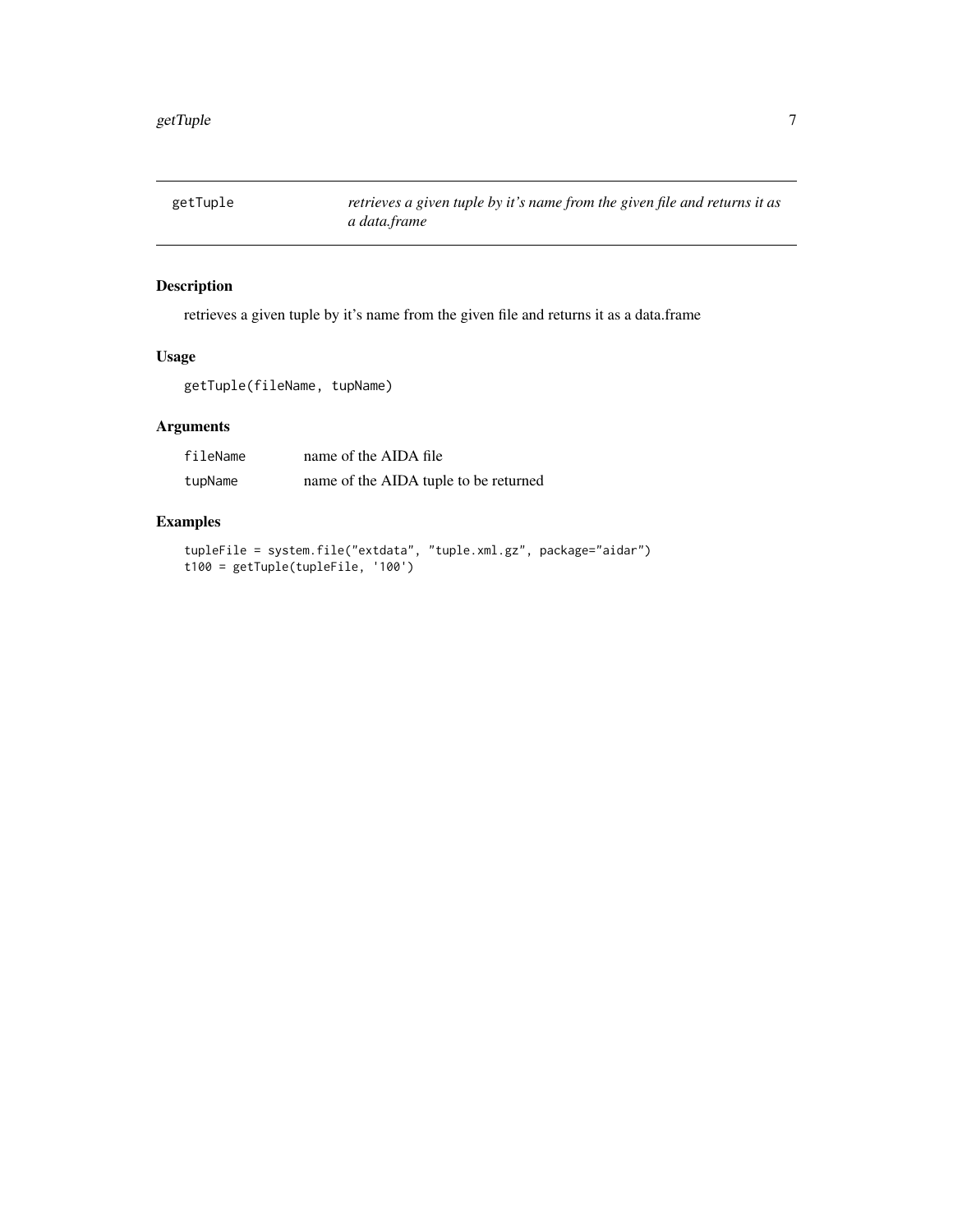# getTuple

*retrieves a given tuple by it's name from the given file and returns it as a data.frame*

## Description

retrieves a given tuple by it's name from the given file and returns it as a data.frame

## Usage

```
getTuple(fileName, tupName)
```

## Arguments

| | |
|---|---|
| fileName | name of the AIDA file |
| tupName | name of the AIDA tuple to be returned |

## Examples

```
tupleFile = system.file("extdata", "tuple.xml.gz", package="aidar")
t100 = getTuple(tupleFile, '100')
```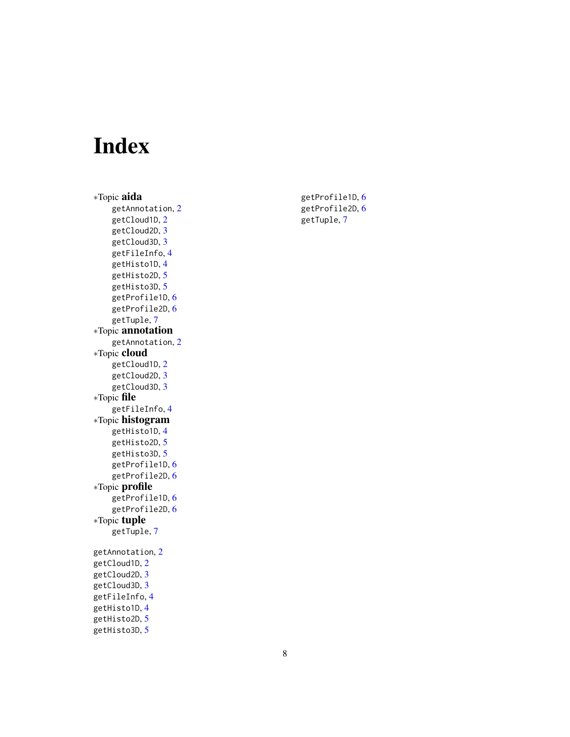# Index

*Topic **aida**
- getAnnotation, 2
- getCloud1D, 2
- getCloud2D, 3
- getCloud3D, 3
- getFileInfo, 4
- getHisto1D, 4
- getHisto2D, 5
- getHisto3D, 5
- getProfile1D, 6
- getProfile2D, 6
- getTuple, 7

*Topic **annotation**
- getAnnotation, 2

*Topic **cloud**
- getCloud1D, 2
- getCloud2D, 3
- getCloud3D, 3

*Topic **file**
- getFileInfo, 4

*Topic **histogram**
- getHisto1D, 4
- getHisto2D, 5
- getHisto3D, 5
- getProfile1D, 6
- getProfile2D, 6

*Topic **profile**
- getProfile1D, 6
- getProfile2D, 6

*Topic **tuple**
- getTuple, 7

getAnnotation, 2
getCloud1D, 2
getCloud2D, 3
getCloud3D, 3
getFileInfo, 4
getHisto1D, 4
getHisto2D, 5
getHisto3D, 5
getProfile1D, 6
getProfile2D, 6
getTuple, 7